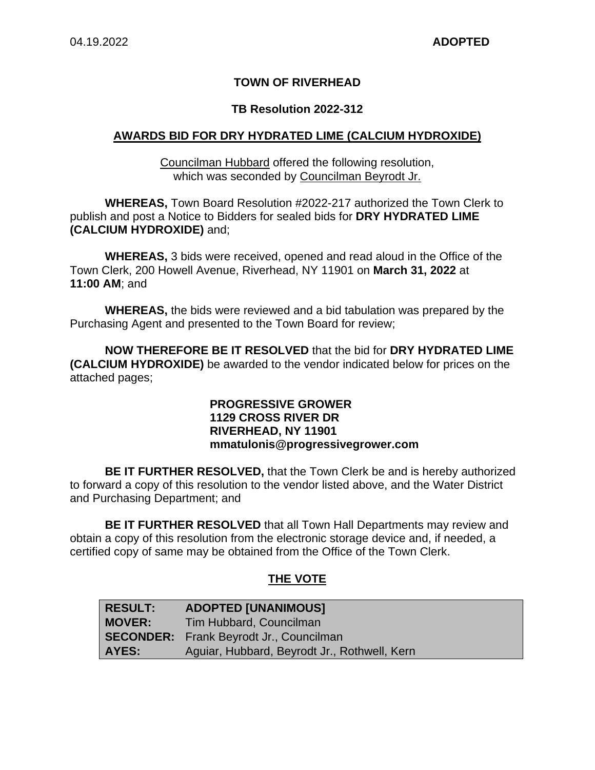04.19.2022 **ADOPTED**

# TOWN OF RIVERHEAD

## TB Resolution 2022-312

## AWARDS BID FOR DRY HYDRATED LIME (CALCIUM HYDROXIDE)

Councilman Hubbard offered the following resolution, which was seconded by Councilman Beyrodt Jr.

**WHEREAS,** Town Board Resolution #2022-217 authorized the Town Clerk to publish and post a Notice to Bidders for sealed bids for **DRY HYDRATED LIME (CALCIUM HYDROXIDE)** and;

**WHEREAS,** 3 bids were received, opened and read aloud in the Office of the Town Clerk, 200 Howell Avenue, Riverhead, NY 11901 on **March 31, 2022** at **11:00 AM**; and

**WHEREAS,** the bids were reviewed and a bid tabulation was prepared by the Purchasing Agent and presented to the Town Board for review;

**NOW THEREFORE BE IT RESOLVED** that the bid for **DRY HYDRATED LIME (CALCIUM HYDROXIDE)** be awarded to the vendor indicated below for prices on the attached pages;

**PROGRESSIVE GROWER**
**1129 CROSS RIVER DR**
**RIVERHEAD, NY 11901**
**mmatulonis@progressivegrower.com**

**BE IT FURTHER RESOLVED,** that the Town Clerk be and is hereby authorized to forward a copy of this resolution to the vendor listed above, and the Water District and Purchasing Department; and

**BE IT FURTHER RESOLVED** that all Town Hall Departments may review and obtain a copy of this resolution from the electronic storage device and, if needed, a certified copy of same may be obtained from the Office of the Town Clerk.

## THE VOTE

| | |
|---|---|
| **RESULT:** | **ADOPTED [UNANIMOUS]** |
| **MOVER:** | Tim Hubbard, Councilman |
| **SECONDER:** | Frank Beyrodt Jr., Councilman |
| **AYES:** | Aguiar, Hubbard, Beyrodt Jr., Rothwell, Kern |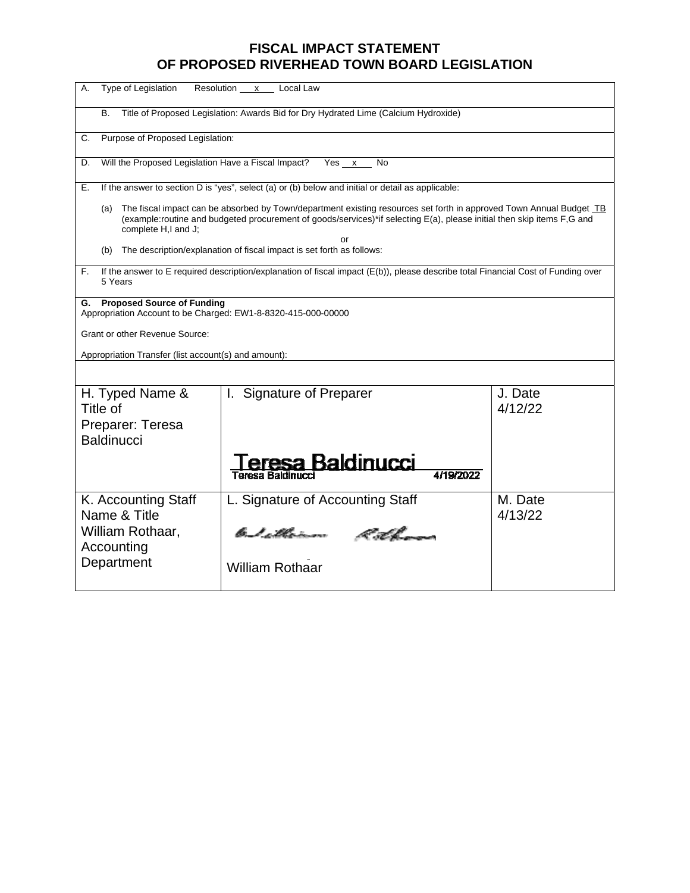# FISCAL IMPACT STATEMENT
# OF PROPOSED RIVERHEAD TOWN BOARD LEGISLATION

A. Type of Legislation Resolution \_\_x\_\_ Local Law

B. Title of Proposed Legislation: Awards Bid for Dry Hydrated Lime (Calcium Hydroxide)

C. Purpose of Proposed Legislation:

D. Will the Proposed Legislation Have a Fiscal Impact? Yes \_\_x\_\_ No

E. If the answer to section D is "yes", select (a) or (b) below and initial or detail as applicable:

(a) The fiscal impact can be absorbed by Town/department existing resources set forth in approved Town Annual Budget TB (example:routine and budgeted procurement of goods/services)*if selecting E(a), please initial then skip items F,G and complete H,I and J;

or

(b) The description/explanation of fiscal impact is set forth as follows:

F. If the answer to E required description/explanation of fiscal impact (E(b)), please describe total Financial Cost of Funding over 5 Years

**G. Proposed Source of Funding**
Appropriation Account to be Charged: EW1-8-8320-415-000-00000

Grant or other Revenue Source:

Appropriation Transfer (list account(s) and amount):

| | | |
|---|---|---|
| H. Typed Name & Title of Preparer: Teresa Baldinucci | I. Signature of Preparer<br>Teresa Baldinucci<br>Teresa Baldinucci 4/19/2022 | J. Date 4/12/22 |
| K. Accounting Staff Name & Title William Rothaar, Accounting Department | L. Signature of Accounting Staff<br>William Rothaar | M. Date 4/13/22 |